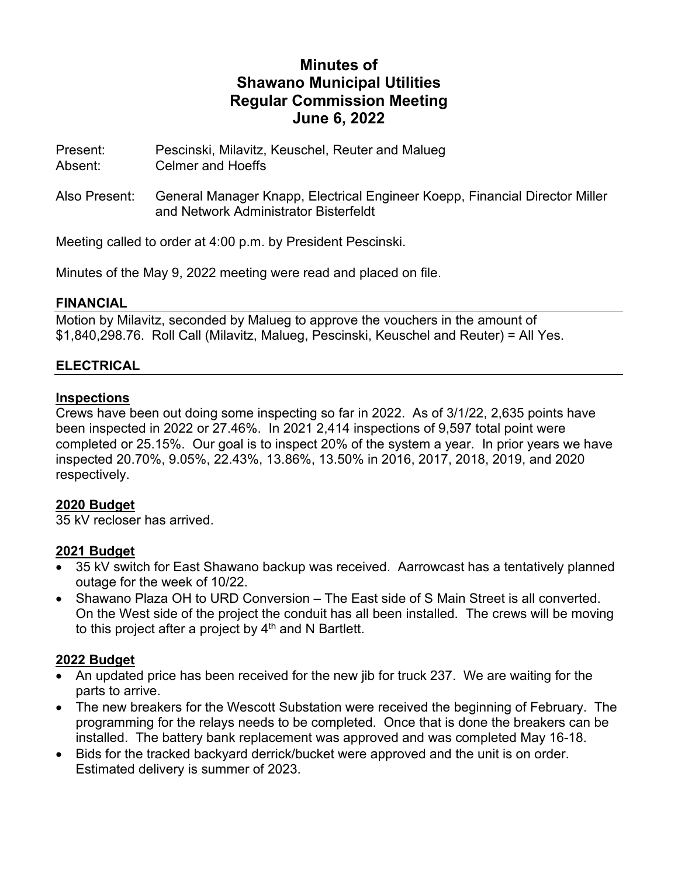# Minutes of
# Shawano Municipal Utilities
# Regular Commission Meeting
# June 6, 2022

Present: Pescinski, Milavitz, Keuschel, Reuter and Malueg
Absent: Celmer and Hoeffs

Also Present: General Manager Knapp, Electrical Engineer Koepp, Financial Director Miller and Network Administrator Bisterfeldt

Meeting called to order at 4:00 p.m. by President Pescinski.

Minutes of the May 9, 2022 meeting were read and placed on file.

## FINANCIAL

Motion by Milavitz, seconded by Malueg to approve the vouchers in the amount of $1,840,298.76. Roll Call (Milavitz, Malueg, Pescinski, Keuschel and Reuter) = All Yes.

## ELECTRICAL

### Inspections

Crews have been out doing some inspecting so far in 2022. As of 3/1/22, 2,635 points have been inspected in 2022 or 27.46%. In 2021 2,414 inspections of 9,597 total point were completed or 25.15%. Our goal is to inspect 20% of the system a year. In prior years we have inspected 20.70%, 9.05%, 22.43%, 13.86%, 13.50% in 2016, 2017, 2018, 2019, and 2020 respectively.

### 2020 Budget

35 kV recloser has arrived.

### 2021 Budget

- 35 kV switch for East Shawano backup was received. Aarrowcast has a tentatively planned outage for the week of 10/22.
- Shawano Plaza OH to URD Conversion – The East side of S Main Street is all converted. On the West side of the project the conduit has all been installed. The crews will be moving to this project after a project by 4th and N Bartlett.

### 2022 Budget

- An updated price has been received for the new jib for truck 237. We are waiting for the parts to arrive.
- The new breakers for the Wescott Substation were received the beginning of February. The programming for the relays needs to be completed. Once that is done the breakers can be installed. The battery bank replacement was approved and was completed May 16-18.
- Bids for the tracked backyard derrick/bucket were approved and the unit is on order. Estimated delivery is summer of 2023.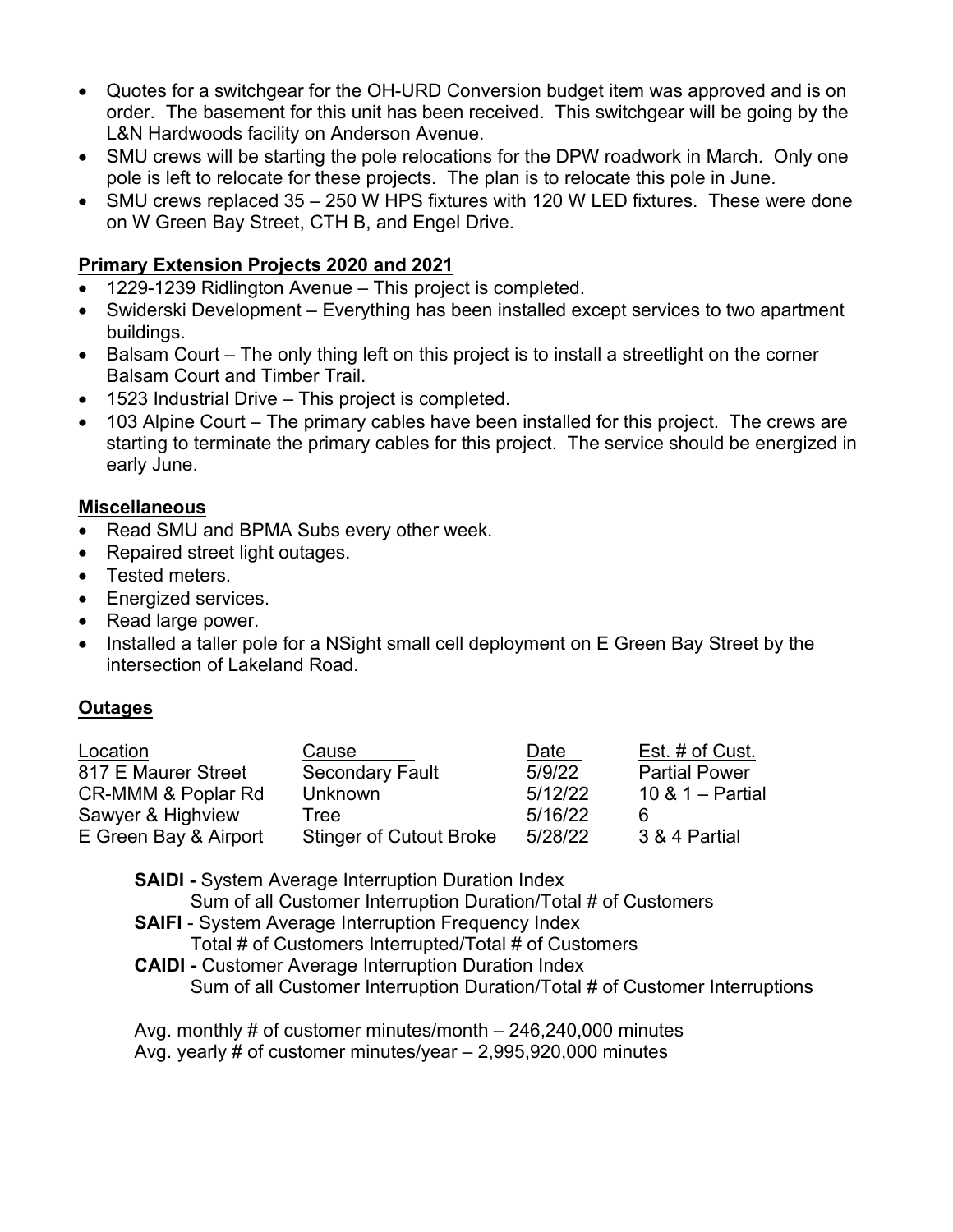- Quotes for a switchgear for the OH-URD Conversion budget item was approved and is on order. The basement for this unit has been received. This switchgear will be going by the L&N Hardwoods facility on Anderson Avenue.
- SMU crews will be starting the pole relocations for the DPW roadwork in March. Only one pole is left to relocate for these projects. The plan is to relocate this pole in June.
- SMU crews replaced 35 – 250 W HPS fixtures with 120 W LED fixtures. These were done on W Green Bay Street, CTH B, and Engel Drive.

## Primary Extension Projects 2020 and 2021

- 1229-1239 Ridlington Avenue – This project is completed.
- Swiderski Development – Everything has been installed except services to two apartment buildings.
- Balsam Court – The only thing left on this project is to install a streetlight on the corner Balsam Court and Timber Trail.
- 1523 Industrial Drive – This project is completed.
- 103 Alpine Court – The primary cables have been installed for this project. The crews are starting to terminate the primary cables for this project. The service should be energized in early June.

## Miscellaneous

- Read SMU and BPMA Subs every other week.
- Repaired street light outages.
- Tested meters.
- Energized services.
- Read large power.
- Installed a taller pole for a NSight small cell deployment on E Green Bay Street by the intersection of Lakeland Road.

## Outages

| Location | Cause | Date | Est. # of Cust. |
|---|---|---|---|
| 817 E Maurer Street | Secondary Fault | 5/9/22 | Partial Power |
| CR-MMM & Poplar Rd | Unknown | 5/12/22 | 10 & 1 – Partial |
| Sawyer & Highview | Tree | 5/16/22 | 6 |
| E Green Bay & Airport | Stinger of Cutout Broke | 5/28/22 | 3 & 4 Partial |

**SAIDI -** System Average Interruption Duration Index
Sum of all Customer Interruption Duration/Total # of Customers

**SAIFI** - System Average Interruption Frequency Index
Total # of Customers Interrupted/Total # of Customers

**CAIDI -** Customer Average Interruption Duration Index
Sum of all Customer Interruption Duration/Total # of Customer Interruptions

Avg. monthly # of customer minutes/month – 246,240,000 minutes
Avg. yearly # of customer minutes/year – 2,995,920,000 minutes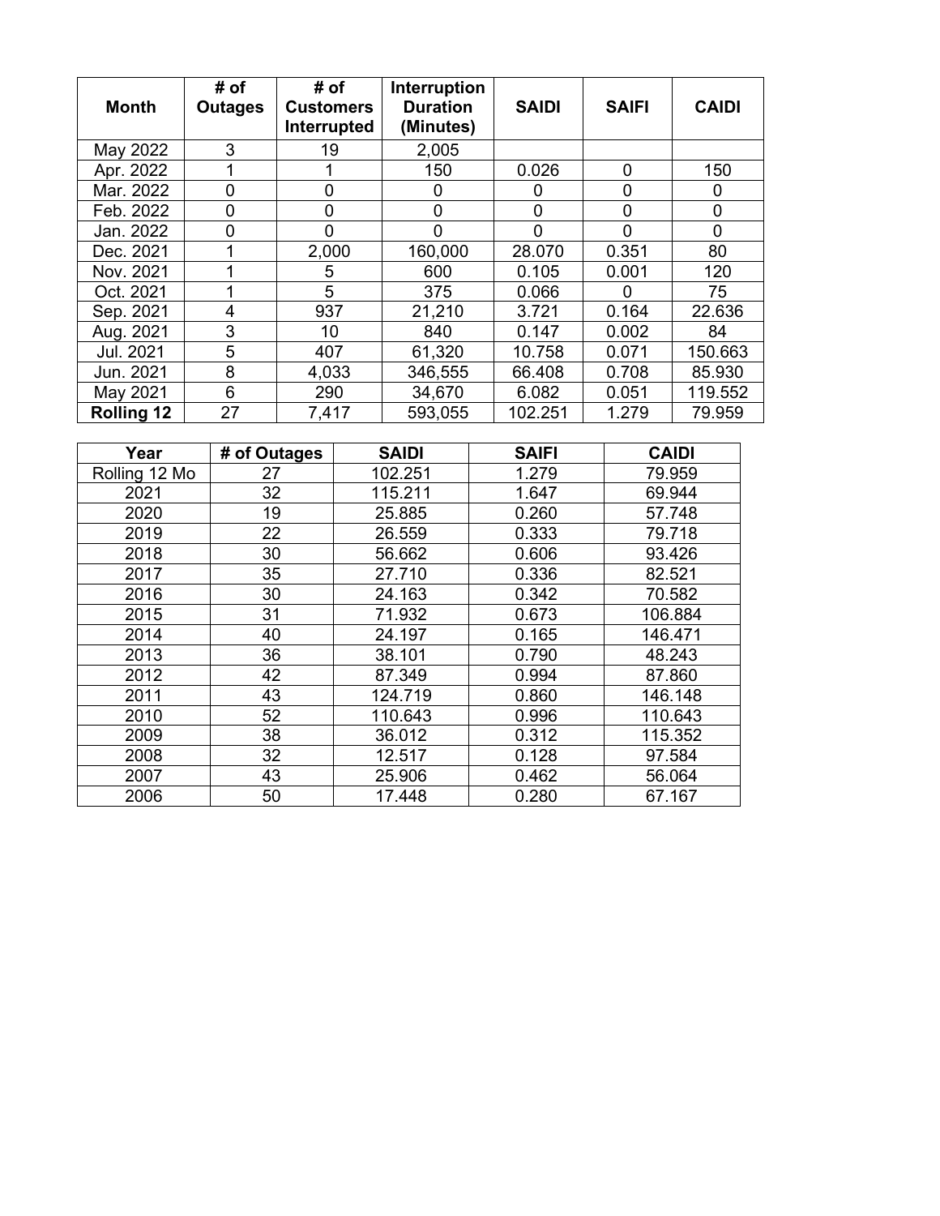| Month | # of Outages | # of Customers Interrupted | Interruption Duration (Minutes) | SAIDI | SAIFI | CAIDI |
|---|---|---|---|---|---|---|
| May 2022 | 3 | 19 | 2,005 | | | |
| Apr. 2022 | 1 | 1 | 150 | 0.026 | 0 | 150 |
| Mar. 2022 | 0 | 0 | 0 | 0 | 0 | 0 |
| Feb. 2022 | 0 | 0 | 0 | 0 | 0 | 0 |
| Jan. 2022 | 0 | 0 | 0 | 0 | 0 | 0 |
| Dec. 2021 | 1 | 2,000 | 160,000 | 28.070 | 0.351 | 80 |
| Nov. 2021 | 1 | 5 | 600 | 0.105 | 0.001 | 120 |
| Oct. 2021 | 1 | 5 | 375 | 0.066 | 0 | 75 |
| Sep. 2021 | 4 | 937 | 21,210 | 3.721 | 0.164 | 22.636 |
| Aug. 2021 | 3 | 10 | 840 | 0.147 | 0.002 | 84 |
| Jul. 2021 | 5 | 407 | 61,320 | 10.758 | 0.071 | 150.663 |
| Jun. 2021 | 8 | 4,033 | 346,555 | 66.408 | 0.708 | 85.930 |
| May 2021 | 6 | 290 | 34,670 | 6.082 | 0.051 | 119.552 |
| **Rolling 12** | 27 | 7,417 | 593,055 | 102.251 | 1.279 | 79.959 |

| Year | # of Outages | SAIDI | SAIFI | CAIDI |
|---|---|---|---|---|
| Rolling 12 Mo | 27 | 102.251 | 1.279 | 79.959 |
| 2021 | 32 | 115.211 | 1.647 | 69.944 |
| 2020 | 19 | 25.885 | 0.260 | 57.748 |
| 2019 | 22 | 26.559 | 0.333 | 79.718 |
| 2018 | 30 | 56.662 | 0.606 | 93.426 |
| 2017 | 35 | 27.710 | 0.336 | 82.521 |
| 2016 | 30 | 24.163 | 0.342 | 70.582 |
| 2015 | 31 | 71.932 | 0.673 | 106.884 |
| 2014 | 40 | 24.197 | 0.165 | 146.471 |
| 2013 | 36 | 38.101 | 0.790 | 48.243 |
| 2012 | 42 | 87.349 | 0.994 | 87.860 |
| 2011 | 43 | 124.719 | 0.860 | 146.148 |
| 2010 | 52 | 110.643 | 0.996 | 110.643 |
| 2009 | 38 | 36.012 | 0.312 | 115.352 |
| 2008 | 32 | 12.517 | 0.128 | 97.584 |
| 2007 | 43 | 25.906 | 0.462 | 56.064 |
| 2006 | 50 | 17.448 | 0.280 | 67.167 |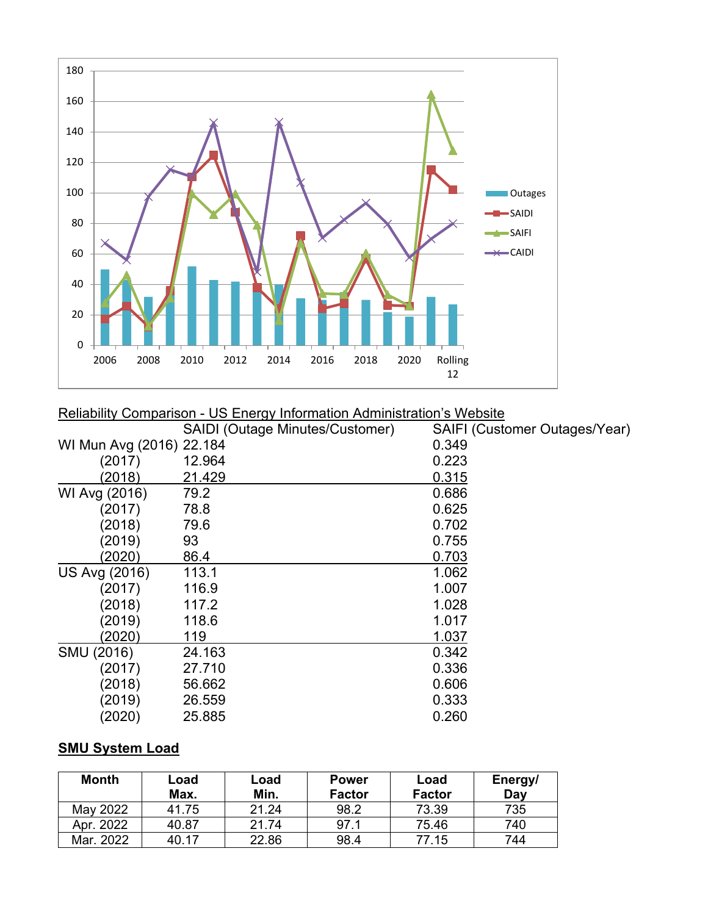Reliability Comparison - US Energy Information Administration's Website

| | SAIDI (Outage Minutes/Customer) | SAIFI (Customer Outages/Year) |
|---|---|---|
| WI Mun Avg (2016) | 22.184 | 0.349 |
| (2017) | 12.964 | 0.223 |
| (2018) | 21.429 | 0.315 |
| WI Avg (2016) | 79.2 | 0.686 |
| (2017) | 78.8 | 0.625 |
| (2018) | 79.6 | 0.702 |
| (2019) | 93 | 0.755 |
| (2020) | 86.4 | 0.703 |
| US Avg (2016) | 113.1 | 1.062 |
| (2017) | 116.9 | 1.007 |
| (2018) | 117.2 | 1.028 |
| (2019) | 118.6 | 1.017 |
| (2020) | 119 | 1.037 |
| SMU (2016) | 24.163 | 0.342 |
| (2017) | 27.710 | 0.336 |
| (2018) | 56.662 | 0.606 |
| (2019) | 26.559 | 0.333 |
| (2020) | 25.885 | 0.260 |

**SMU System Load**

| Month | Load Max. | Load Min. | Power Factor | Load Factor | Energy/ Day |
|---|---|---|---|---|---|
| May 2022 | 41.75 | 21.24 | 98.2 | 73.39 | 735 |
| Apr. 2022 | 40.87 | 21.74 | 97.1 | 75.46 | 740 |
| Mar. 2022 | 40.17 | 22.86 | 98.4 | 77.15 | 744 |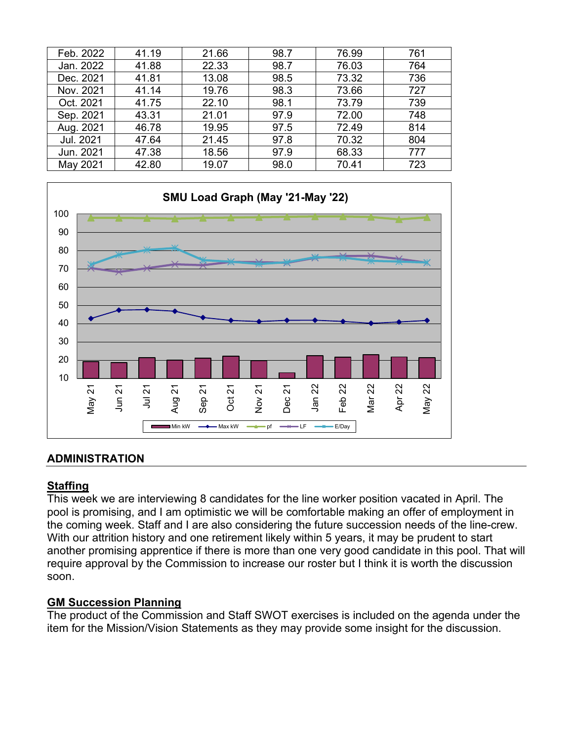| Feb. 2022 | 41.19 | 21.66 | 98.7 | 76.99 | 761 |
|---|---|---|---|---|---|
| Jan. 2022 | 41.88 | 22.33 | 98.7 | 76.03 | 764 |
| Dec. 2021 | 41.81 | 13.08 | 98.5 | 73.32 | 736 |
| Nov. 2021 | 41.14 | 19.76 | 98.3 | 73.66 | 727 |
| Oct. 2021 | 41.75 | 22.10 | 98.1 | 73.79 | 739 |
| Sep. 2021 | 43.31 | 21.01 | 97.9 | 72.00 | 748 |
| Aug. 2021 | 46.78 | 19.95 | 97.5 | 72.49 | 814 |
| Jul. 2021 | 47.64 | 21.45 | 97.8 | 70.32 | 804 |
| Jun. 2021 | 47.38 | 18.56 | 97.9 | 68.33 | 777 |
| May 2021 | 42.80 | 19.07 | 98.0 | 70.41 | 723 |

**SMU Load Graph (May '21-May '22)**

Legend: Min kW, Max kW, pf, LF, E/Day

## ADMINISTRATION

### Staffing

This week we are interviewing 8 candidates for the line worker position vacated in April. The pool is promising, and I am optimistic we will be comfortable making an offer of employment in the coming week. Staff and I are also considering the future succession needs of the line-crew. With our attrition history and one retirement likely within 5 years, it may be prudent to start another promising apprentice if there is more than one very good candidate in this pool. That will require approval by the Commission to increase our roster but I think it is worth the discussion soon.

### GM Succession Planning

The product of the Commission and Staff SWOT exercises is included on the agenda under the item for the Mission/Vision Statements as they may provide some insight for the discussion.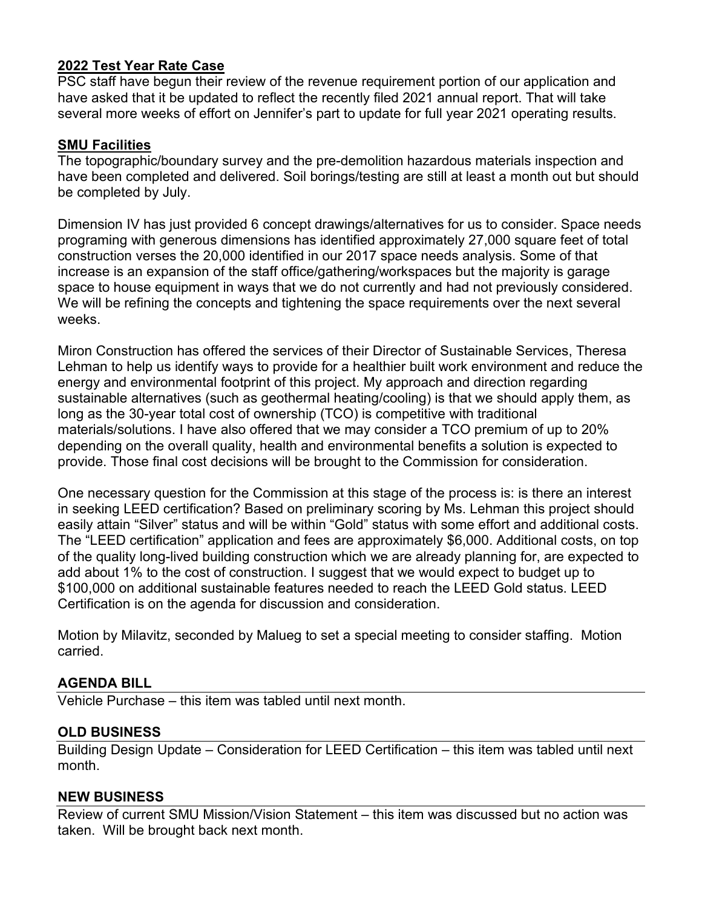**2022 Test Year Rate Case**

PSC staff have begun their review of the revenue requirement portion of our application and have asked that it be updated to reflect the recently filed 2021 annual report. That will take several more weeks of effort on Jennifer's part to update for full year 2021 operating results.

**SMU Facilities**

The topographic/boundary survey and the pre-demolition hazardous materials inspection and have been completed and delivered. Soil borings/testing are still at least a month out but should be completed by July.

Dimension IV has just provided 6 concept drawings/alternatives for us to consider. Space needs programing with generous dimensions has identified approximately 27,000 square feet of total construction verses the 20,000 identified in our 2017 space needs analysis. Some of that increase is an expansion of the staff office/gathering/workspaces but the majority is garage space to house equipment in ways that we do not currently and had not previously considered. We will be refining the concepts and tightening the space requirements over the next several weeks.

Miron Construction has offered the services of their Director of Sustainable Services, Theresa Lehman to help us identify ways to provide for a healthier built work environment and reduce the energy and environmental footprint of this project. My approach and direction regarding sustainable alternatives (such as geothermal heating/cooling) is that we should apply them, as long as the 30-year total cost of ownership (TCO) is competitive with traditional materials/solutions. I have also offered that we may consider a TCO premium of up to 20% depending on the overall quality, health and environmental benefits a solution is expected to provide. Those final cost decisions will be brought to the Commission for consideration.

One necessary question for the Commission at this stage of the process is: is there an interest in seeking LEED certification? Based on preliminary scoring by Ms. Lehman this project should easily attain "Silver" status and will be within "Gold" status with some effort and additional costs. The "LEED certification" application and fees are approximately $6,000. Additional costs, on top of the quality long-lived building construction which we are already planning for, are expected to add about 1% to the cost of construction. I suggest that we would expect to budget up to $100,000 on additional sustainable features needed to reach the LEED Gold status. LEED Certification is on the agenda for discussion and consideration.

Motion by Milavitz, seconded by Malueg to set a special meeting to consider staffing. Motion carried.

## AGENDA BILL

Vehicle Purchase – this item was tabled until next month.

## OLD BUSINESS

Building Design Update – Consideration for LEED Certification – this item was tabled until next month.

## NEW BUSINESS

Review of current SMU Mission/Vision Statement – this item was discussed but no action was taken. Will be brought back next month.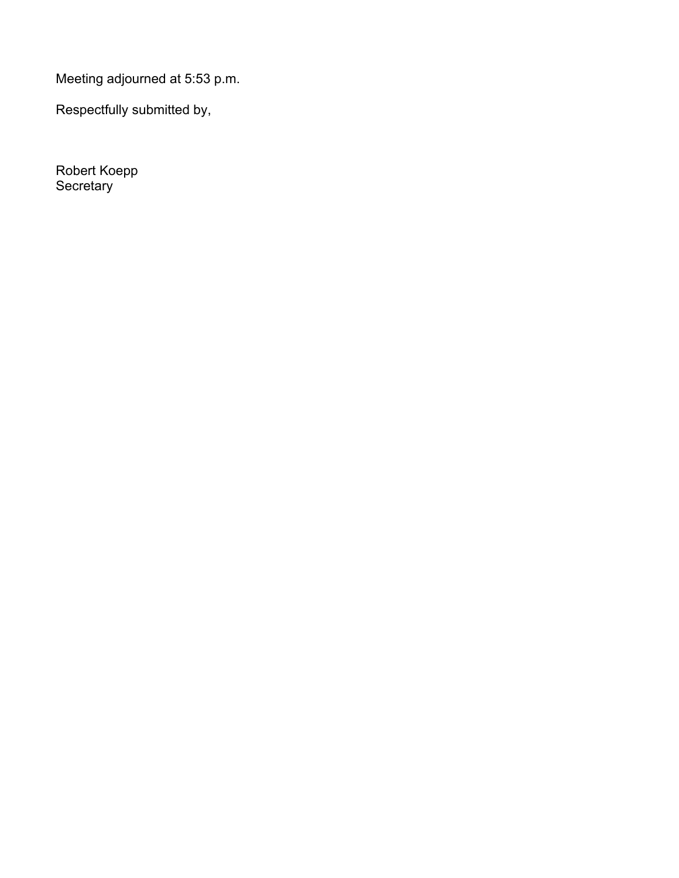Meeting adjourned at 5:53 p.m.

Respectfully submitted by,

Robert Koepp  
Secretary